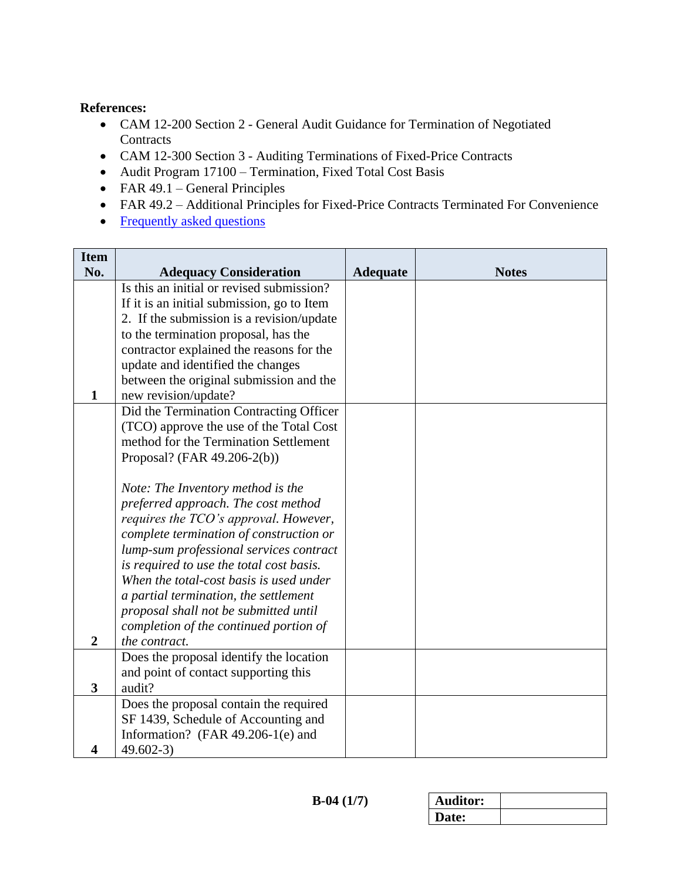**References:**

- CAM 12-200 Section 2 - General Audit Guidance for Termination of Negotiated Contracts
- CAM 12-300 Section 3 - Auditing Terminations of Fixed-Price Contracts
- Audit Program 17100 – Termination, Fixed Total Cost Basis
- FAR 49.1 – General Principles
- FAR 49.2 – Additional Principles for Fixed-Price Contracts Terminated For Convenience
- Frequently asked questions

| Item No. | Adequacy Consideration | Adequate | Notes |
|---|---|---|---|
| 1 | Is this an initial or revised submission? If it is an initial submission, go to Item 2. If the submission is a revision/update to the termination proposal, has the contractor explained the reasons for the update and identified the changes between the original submission and the new revision/update? | | |
| 2 | Did the Termination Contracting Officer (TCO) approve the use of the Total Cost method for the Termination Settlement Proposal? (FAR 49.206-2(b))<br><br>*Note: The Inventory method is the preferred approach. The cost method requires the TCO's approval. However, complete termination of construction or lump-sum professional services contract is required to use the total cost basis. When the total-cost basis is used under a partial termination, the settlement proposal shall not be submitted until completion of the continued portion of the contract.* | | |
| 3 | Does the proposal identify the location and point of contact supporting this audit? | | |
| 4 | Does the proposal contain the required SF 1439, Schedule of Accounting and Information? (FAR 49.206-1(e) and 49.602-3) | | |

B-04 (1/7)

| Auditor: | |
|---|---|
| Date: | |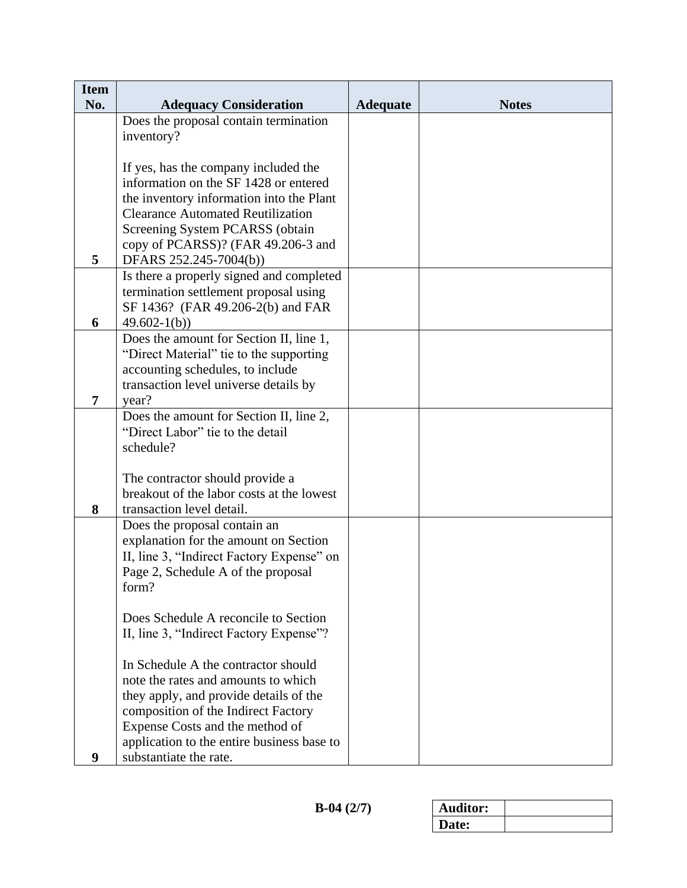| Item No. | Adequacy Consideration | Adequate | Notes |
|---|---|---|---|
| 5 | Does the proposal contain termination inventory?<br><br>If yes, has the company included the information on the SF 1428 or entered the inventory information into the Plant Clearance Automated Reutilization Screening System PCARSS (obtain copy of PCARSS)? (FAR 49.206-3 and DFARS 252.245-7004(b)) | | |
| 6 | Is there a properly signed and completed termination settlement proposal using SF 1436? (FAR 49.206-2(b) and FAR 49.602-1(b)) | | |
| 7 | Does the amount for Section II, line 1, “Direct Material” tie to the supporting accounting schedules, to include transaction level universe details by year? | | |
| 8 | Does the amount for Section II, line 2, “Direct Labor” tie to the detail schedule?<br><br>The contractor should provide a breakout of the labor costs at the lowest transaction level detail. | | |
| 9 | Does the proposal contain an explanation for the amount on Section II, line 3, “Indirect Factory Expense” on Page 2, Schedule A of the proposal form?<br><br>Does Schedule A reconcile to Section II, line 3, “Indirect Factory Expense”?<br><br>In Schedule A the contractor should note the rates and amounts to which they apply, and provide details of the composition of the Indirect Factory Expense Costs and the method of application to the entire business base to substantiate the rate. | | |

**B-04 (2/7)**

| **Auditor:** | |
|---|---|
| **Date:** | |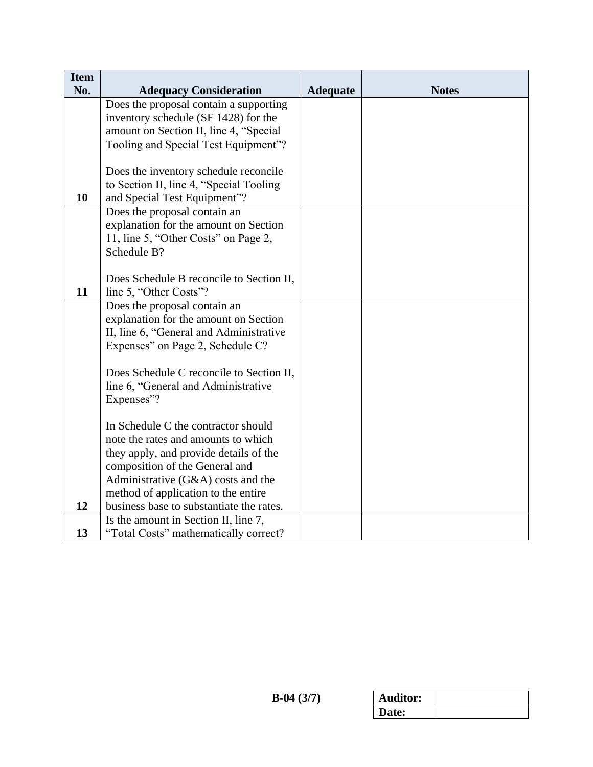| Item No. | Adequacy Consideration | Adequate | Notes |
| --- | --- | --- | --- |
| 10 | Does the proposal contain a supporting inventory schedule (SF 1428) for the amount on Section II, line 4, "Special Tooling and Special Test Equipment"?<br><br>Does the inventory schedule reconcile to Section II, line 4, "Special Tooling and Special Test Equipment"? | | |
| 11 | Does the proposal contain an explanation for the amount on Section 11, line 5, "Other Costs" on Page 2, Schedule B?<br><br>Does Schedule B reconcile to Section II, line 5, "Other Costs"? | | |
| 12 | Does the proposal contain an explanation for the amount on Section II, line 6, "General and Administrative Expenses" on Page 2, Schedule C?<br><br>Does Schedule C reconcile to Section II, line 6, "General and Administrative Expenses"?<br><br>In Schedule C the contractor should note the rates and amounts to which they apply, and provide details of the composition of the General and Administrative (G&A) costs and the method of application to the entire business base to substantiate the rates. | | |
| 13 | Is the amount in Section II, line 7, "Total Costs" mathematically correct? | | |

B-04 (3/7)

| Auditor: | |
| --- | --- |
| Date: | |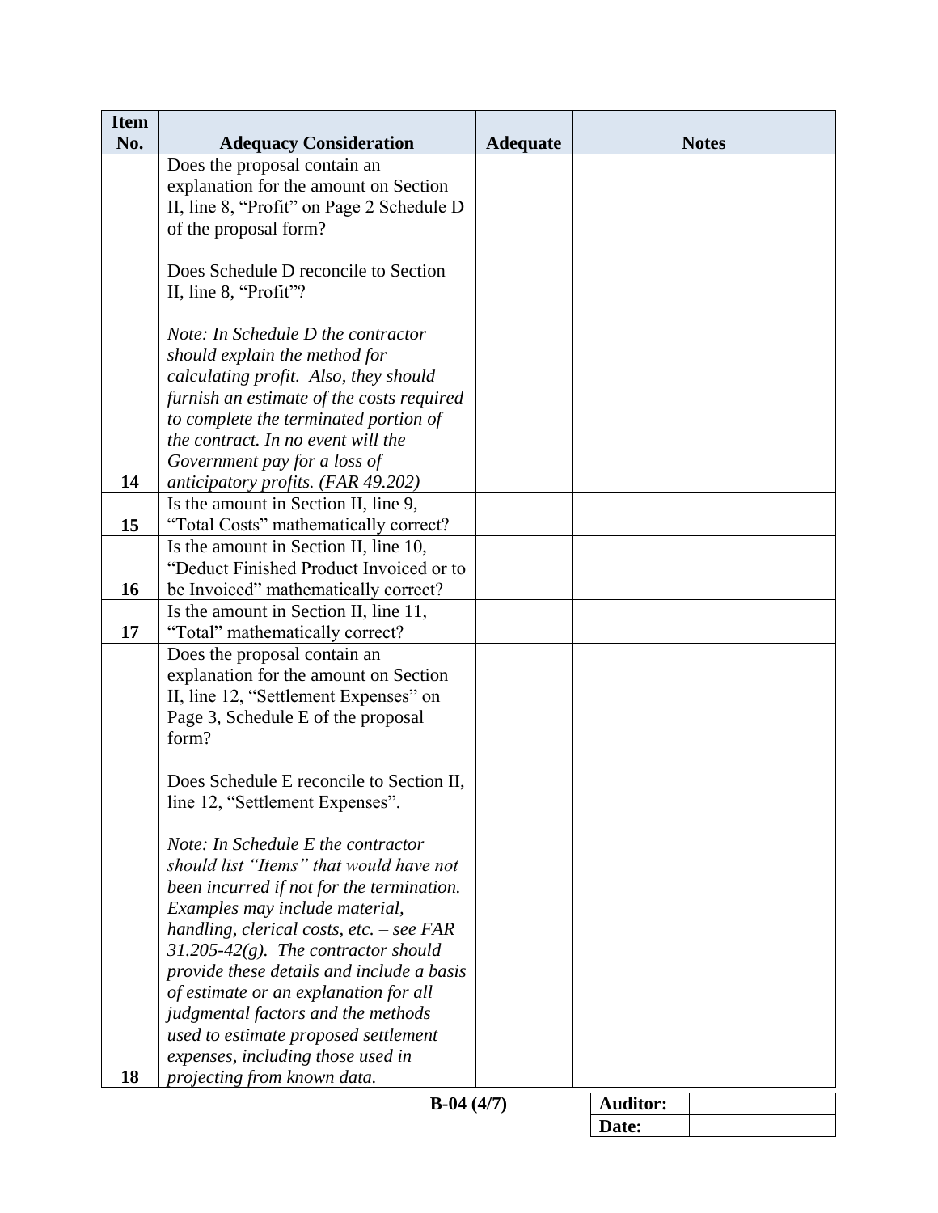| Item No. | Adequacy Consideration | Adequate | Notes |
|---|---|---|---|
| 14 | Does the proposal contain an explanation for the amount on Section II, line 8, "Profit" on Page 2 Schedule D of the proposal form?<br><br>Does Schedule D reconcile to Section II, line 8, "Profit"?<br><br>*Note: In Schedule D the contractor should explain the method for calculating profit. Also, they should furnish an estimate of the costs required to complete the terminated portion of the contract. In no event will the Government pay for a loss of anticipatory profits. (FAR 49.202)* | | |
| 15 | Is the amount in Section II, line 9, "Total Costs" mathematically correct? | | |
| 16 | Is the amount in Section II, line 10, "Deduct Finished Product Invoiced or to be Invoiced" mathematically correct? | | |
| 17 | Is the amount in Section II, line 11, "Total" mathematically correct? | | |
| 18 | Does the proposal contain an explanation for the amount on Section II, line 12, "Settlement Expenses" on Page 3, Schedule E of the proposal form?<br><br>Does Schedule E reconcile to Section II, line 12, "Settlement Expenses".<br><br>*Note: In Schedule E the contractor should list "Items" that would have not been incurred if not for the termination. Examples may include material, handling, clerical costs, etc. – see FAR 31.205-42(g). The contractor should provide these details and include a basis of estimate or an explanation for all judgmental factors and the methods used to estimate proposed settlement expenses, including those used in projecting from known data.* | | |

B-04 (4/7)

| Auditor: | |
|---|---|
| Date: | |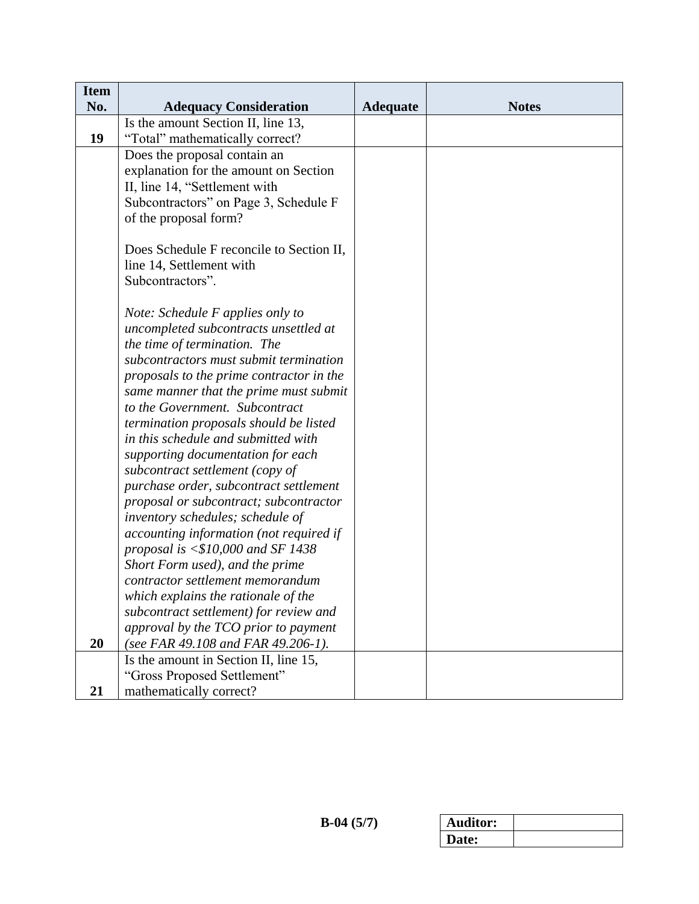| Item No. | Adequacy Consideration | Adequate | Notes |
|---|---|---|---|
| 19 | Is the amount Section II, line 13, “Total” mathematically correct? | | |
| 20 | Does the proposal contain an explanation for the amount on Section II, line 14, “Settlement with Subcontractors” on Page 3, Schedule F of the proposal form?<br><br>Does Schedule F reconcile to Section II, line 14, Settlement with Subcontractors”.<br><br>*Note: Schedule F applies only to uncompleted subcontracts unsettled at the time of termination. The subcontractors must submit termination proposals to the prime contractor in the same manner that the prime must submit to the Government. Subcontract termination proposals should be listed in this schedule and submitted with supporting documentation for each subcontract settlement (copy of purchase order, subcontract settlement proposal or subcontract; subcontractor inventory schedules; schedule of accounting information (not required if proposal is <$10,000 and SF 1438 Short Form used), and the prime contractor settlement memorandum which explains the rationale of the subcontract settlement) for review and approval by the TCO prior to payment (see FAR 49.108 and FAR 49.206-1).* | | |
| 21 | Is the amount in Section II, line 15, “Gross Proposed Settlement” mathematically correct? | | |

B-04 (5/7)

| Auditor: | |
|---|---|
| Date: | |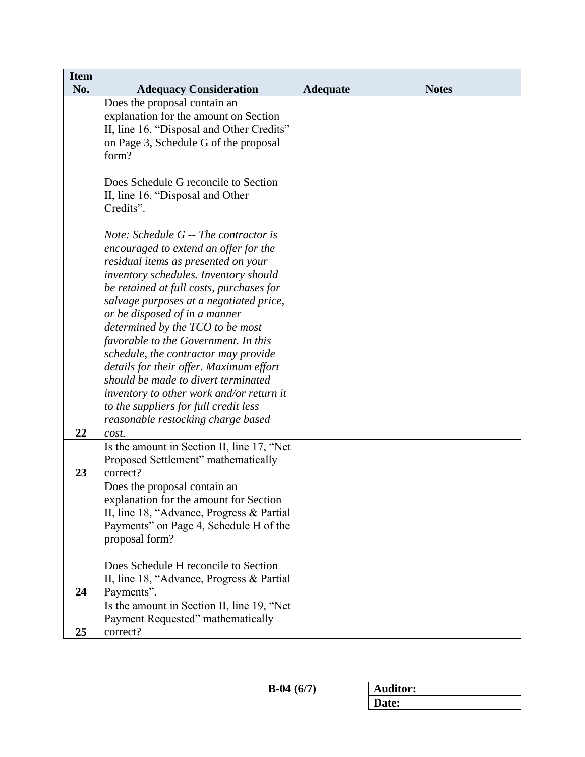| Item No. | Adequacy Consideration | Adequate | Notes |
|---|---|---|---|
| 22 | Does the proposal contain an explanation for the amount on Section II, line 16, "Disposal and Other Credits" on Page 3, Schedule G of the proposal form?<br><br>Does Schedule G reconcile to Section II, line 16, "Disposal and Other Credits".<br><br>*Note: Schedule G -- The contractor is encouraged to extend an offer for the residual items as presented on your inventory schedules. Inventory should be retained at full costs, purchases for salvage purposes at a negotiated price, or be disposed of in a manner determined by the TCO to be most favorable to the Government. In this schedule, the contractor may provide details for their offer. Maximum effort should be made to divert terminated inventory to other work and/or return it to the suppliers for full credit less reasonable restocking charge based cost.* | | |
| 23 | Is the amount in Section II, line 17, "Net Proposed Settlement" mathematically correct? | | |
| 24 | Does the proposal contain an explanation for the amount for Section II, line 18, "Advance, Progress & Partial Payments" on Page 4, Schedule H of the proposal form?<br><br>Does Schedule H reconcile to Section II, line 18, "Advance, Progress & Partial Payments". | | |
| 25 | Is the amount in Section II, line 19, "Net Payment Requested" mathematically correct? | | |

**B-04 (6/7)**

| **Auditor:** | |
|---|---|
| **Date:** | |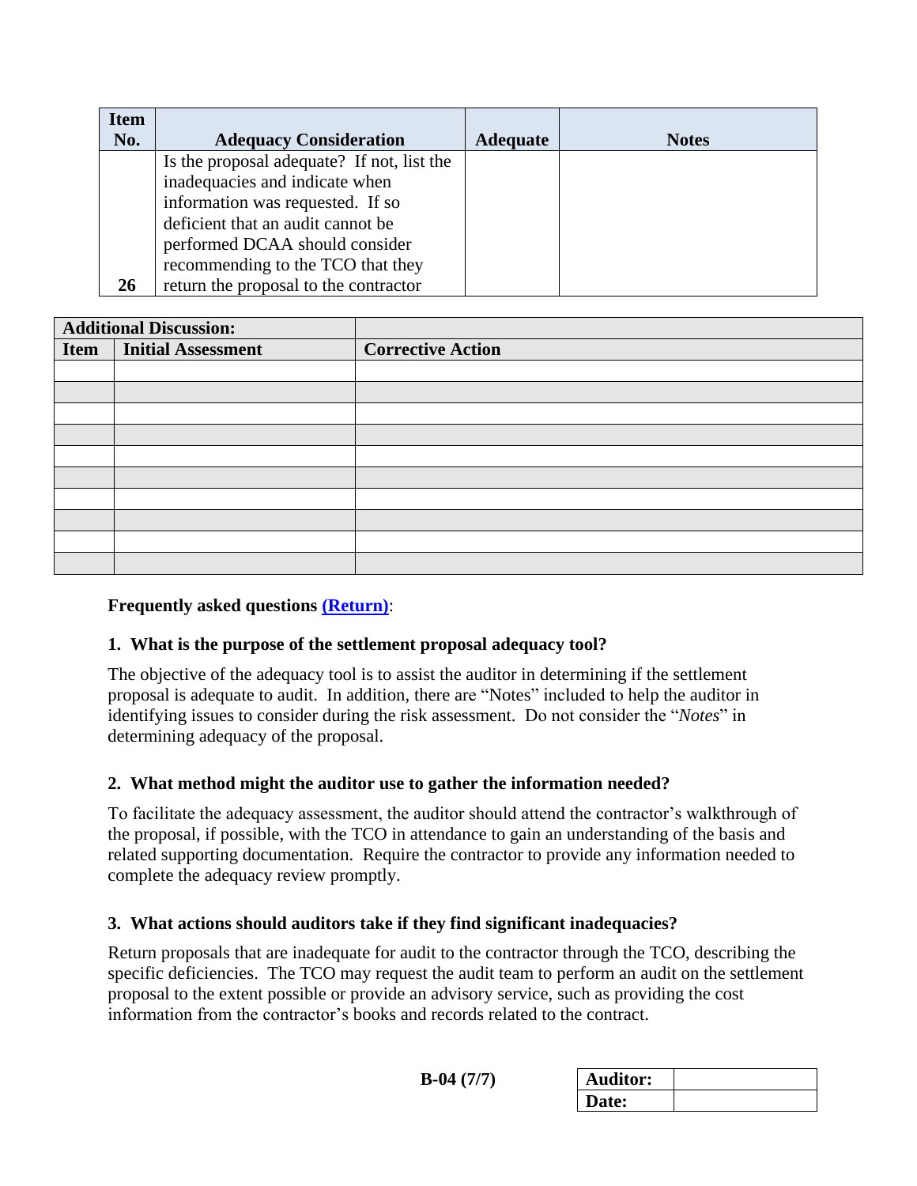| Item No. | Adequacy Consideration | Adequate | Notes |
|---|---|---|---|
| 26 | Is the proposal adequate? If not, list the inadequacies and indicate when information was requested. If so deficient that an audit cannot be performed DCAA should consider recommending to the TCO that they return the proposal to the contractor | | |

| Additional Discussion: | | |
|---|---|---|
| **Item** | **Initial Assessment** | **Corrective Action** |
| | | |
| | | |
| | | |
| | | |
| | | |
| | | |
| | | |
| | | |
| | | |
| | | |

**Frequently asked questions (Return)**:

**1. What is the purpose of the settlement proposal adequacy tool?**

The objective of the adequacy tool is to assist the auditor in determining if the settlement proposal is adequate to audit. In addition, there are "Notes" included to help the auditor in identifying issues to consider during the risk assessment. Do not consider the "*Notes*" in determining adequacy of the proposal.

**2. What method might the auditor use to gather the information needed?**

To facilitate the adequacy assessment, the auditor should attend the contractor's walkthrough of the proposal, if possible, with the TCO in attendance to gain an understanding of the basis and related supporting documentation. Require the contractor to provide any information needed to complete the adequacy review promptly.

**3. What actions should auditors take if they find significant inadequacies?**

Return proposals that are inadequate for audit to the contractor through the TCO, describing the specific deficiencies. The TCO may request the audit team to perform an audit on the settlement proposal to the extent possible or provide an advisory service, such as providing the cost information from the contractor's books and records related to the contract.

**B-04 (7/7)**

| | |
|---|---|
| **Auditor:** | |
| **Date:** | |